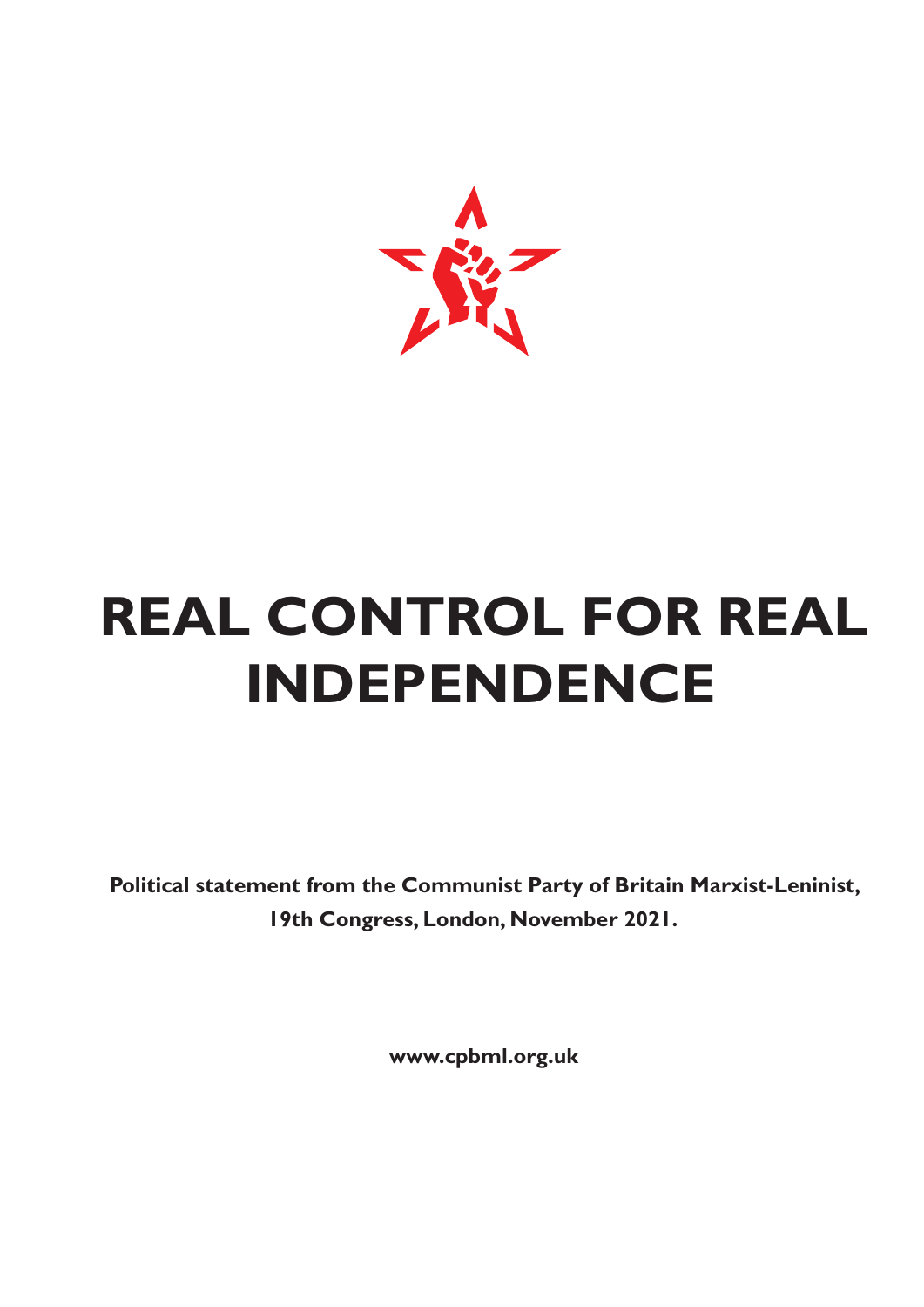# REAL CONTROL FOR REAL INDEPENDENCE

**Political statement from the Communist Party of Britain Marxist-Leninist, 19th Congress, London, November 2021.**

**www.cpbml.org.uk**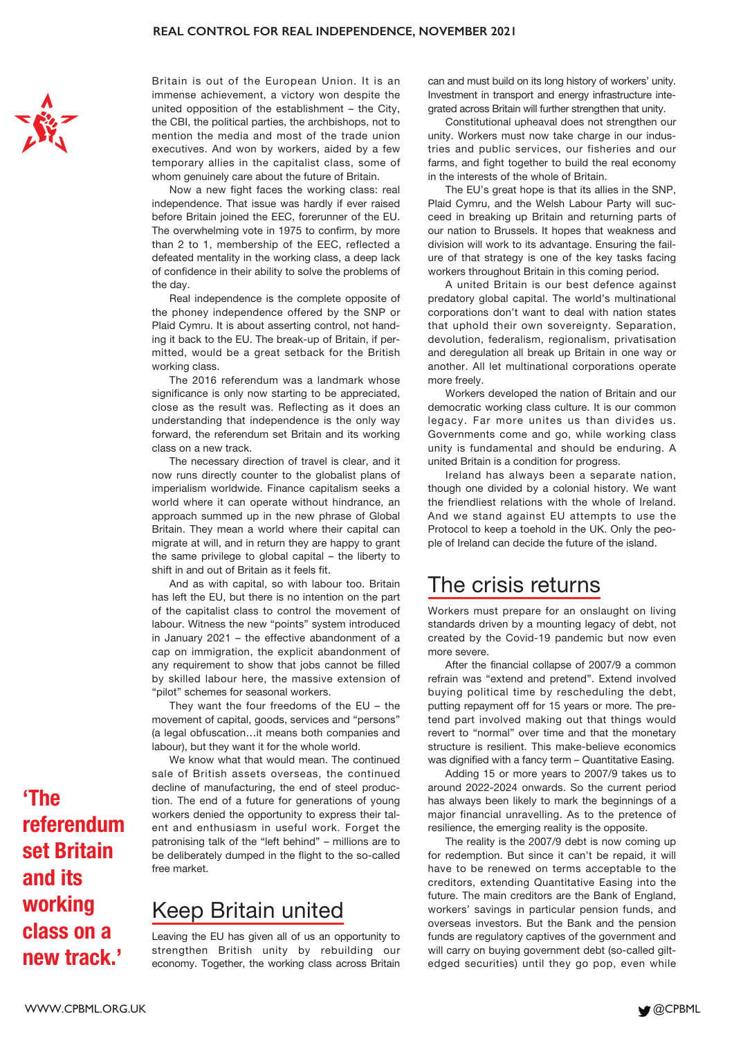Britain is out of the European Union. It is an immense achievement, a victory won despite the united opposition of the establishment – the City, the CBI, the political parties, the archbishops, not to mention the media and most of the trade union executives. And won by workers, aided by a few temporary allies in the capitalist class, some of whom genuinely care about the future of Britain.

Now a new fight faces the working class: real independence. That issue was hardly if ever raised before Britain joined the EEC, forerunner of the EU. The overwhelming vote in 1975 to confirm, by more than 2 to 1, membership of the EEC, reflected a defeated mentality in the working class, a deep lack of confidence in their ability to solve the problems of the day.

Real independence is the complete opposite of the phoney independence offered by the SNP or Plaid Cymru. It is about asserting control, not handing it back to the EU. The break-up of Britain, if permitted, would be a great setback for the British working class.

The 2016 referendum was a landmark whose significance is only now starting to be appreciated, close as the result was. Reflecting as it does an understanding that independence is the only way forward, the referendum set Britain and its working class on a new track.

The necessary direction of travel is clear, and it now runs directly counter to the globalist plans of imperialism worldwide. Finance capitalism seeks a world where it can operate without hindrance, an approach summed up in the new phrase of Global Britain. They mean a world where their capital can migrate at will, and in return they are happy to grant the same privilege to global capital – the liberty to shift in and out of Britain as it feels fit.

And as with capital, so with labour too. Britain has left the EU, but there is no intention on the part of the capitalist class to control the movement of labour. Witness the new "points" system introduced in January 2021 – the effective abandonment of a cap on immigration, the explicit abandonment of any requirement to show that jobs cannot be filled by skilled labour here, the massive extension of "pilot" schemes for seasonal workers.

They want the four freedoms of the EU – the movement of capital, goods, services and "persons" (a legal obfuscation…it means both companies and labour), but they want it for the whole world.

We know what that would mean. The continued sale of British assets overseas, the continued decline of manufacturing, the end of steel production. The end of a future for generations of young workers denied the opportunity to express their talent and enthusiasm in useful work. Forget the patronising talk of the "left behind" – millions are to be deliberately dumped in the flight to the so-called free market.

**'The referendum set Britain and its working class on a new track.'**

## Keep Britain united

Leaving the EU has given all of us an opportunity to strengthen British unity by rebuilding our economy. Together, the working class across Britain can and must build on its long history of workers' unity. Investment in transport and energy infrastructure integrated across Britain will further strengthen that unity.

Constitutional upheaval does not strengthen our unity. Workers must now take charge in our industries and public services, our fisheries and our farms, and fight together to build the real economy in the interests of the whole of Britain.

The EU's great hope is that its allies in the SNP, Plaid Cymru, and the Welsh Labour Party will succeed in breaking up Britain and returning parts of our nation to Brussels. It hopes that weakness and division will work to its advantage. Ensuring the failure of that strategy is one of the key tasks facing workers throughout Britain in this coming period.

A united Britain is our best defence against predatory global capital. The world's multinational corporations don't want to deal with nation states that uphold their own sovereignty. Separation, devolution, federalism, regionalism, privatisation and deregulation all break up Britain in one way or another. All let multinational corporations operate more freely.

Workers developed the nation of Britain and our democratic working class culture. It is our common legacy. Far more unites us than divides us. Governments come and go, while working class unity is fundamental and should be enduring. A united Britain is a condition for progress.

Ireland has always been a separate nation, though one divided by a colonial history. We want the friendliest relations with the whole of Ireland. And we stand against EU attempts to use the Protocol to keep a toehold in the UK. Only the people of Ireland can decide the future of the island.

## The crisis returns

Workers must prepare for an onslaught on living standards driven by a mounting legacy of debt, not created by the Covid-19 pandemic but now even more severe.

After the financial collapse of 2007/9 a common refrain was "extend and pretend". Extend involved buying political time by rescheduling the debt, putting repayment off for 15 years or more. The pretend part involved making out that things would revert to "normal" over time and that the monetary structure is resilient. This make-believe economics was dignified with a fancy term – Quantitative Easing.

Adding 15 or more years to 2007/9 takes us to around 2022-2024 onwards. So the current period has always been likely to mark the beginnings of a major financial unravelling. As to the pretence of resilience, the emerging reality is the opposite.

The reality is the 2007/9 debt is now coming up for redemption. But since it can't be repaid, it will have to be renewed on terms acceptable to the creditors, extending Quantitative Easing into the future. The main creditors are the Bank of England, workers' savings in particular pension funds, and overseas investors. But the Bank and the pension funds are regulatory captives of the government and will carry on buying government debt (so-called gilt-edged securities) until they go pop, even while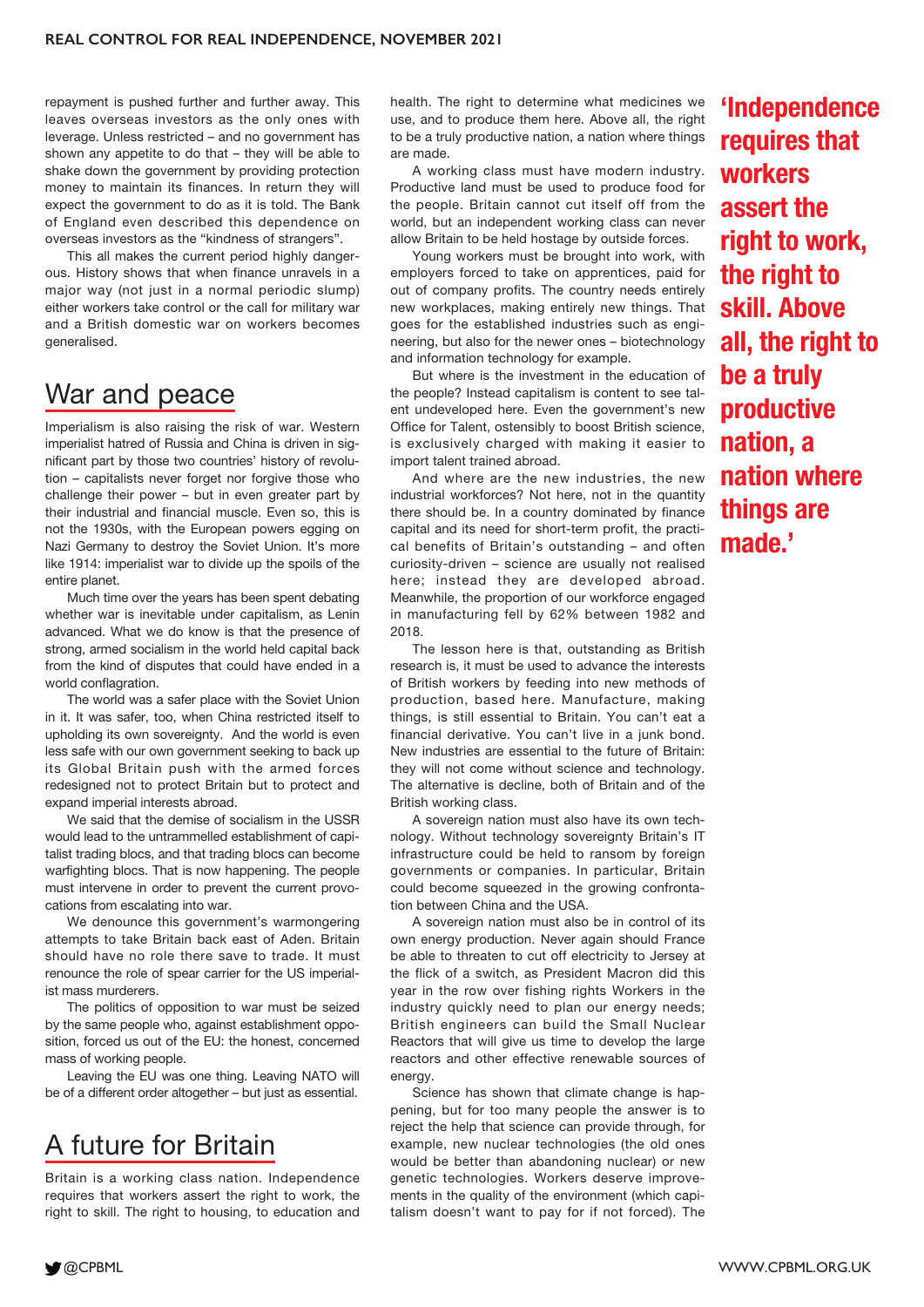repayment is pushed further and further away. This leaves overseas investors as the only ones with leverage. Unless restricted – and no government has shown any appetite to do that – they will be able to shake down the government by providing protection money to maintain its finances. In return they will expect the government to do as it is told. The Bank of England even described this dependence on overseas investors as the "kindness of strangers".

This all makes the current period highly dangerous. History shows that when finance unravels in a major way (not just in a normal periodic slump) either workers take control or the call for military war and a British domestic war on workers becomes generalised.

## War and peace

Imperialism is also raising the risk of war. Western imperialist hatred of Russia and China is driven in significant part by those two countries' history of revolution – capitalists never forget nor forgive those who challenge their power – but in even greater part by their industrial and financial muscle. Even so, this is not the 1930s, with the European powers egging on Nazi Germany to destroy the Soviet Union. It's more like 1914: imperialist war to divide up the spoils of the entire planet.

Much time over the years has been spent debating whether war is inevitable under capitalism, as Lenin advanced. What we do know is that the presence of strong, armed socialism in the world held capital back from the kind of disputes that could have ended in a world conflagration.

The world was a safer place with the Soviet Union in it. It was safer, too, when China restricted itself to upholding its own sovereignty. And the world is even less safe with our own government seeking to back up its Global Britain push with the armed forces redesigned not to protect Britain but to protect and expand imperial interests abroad.

We said that the demise of socialism in the USSR would lead to the untrammelled establishment of capitalist trading blocs, and that trading blocs can become warfighting blocs. That is now happening. The people must intervene in order to prevent the current provocations from escalating into war.

We denounce this government's warmongering attempts to take Britain back east of Aden. Britain should have no role there save to trade. It must renounce the role of spear carrier for the US imperialist mass murderers.

The politics of opposition to war must be seized by the same people who, against establishment opposition, forced us out of the EU: the honest, concerned mass of working people.

Leaving the EU was one thing. Leaving NATO will be of a different order altogether – but just as essential.

## A future for Britain

Britain is a working class nation. Independence requires that workers assert the right to work, the right to skill. The right to housing, to education and health. The right to determine what medicines we use, and to produce them here. Above all, the right to be a truly productive nation, a nation where things are made.

A working class must have modern industry. Productive land must be used to produce food for the people. Britain cannot cut itself off from the world, but an independent working class can never allow Britain to be held hostage by outside forces.

Young workers must be brought into work, with employers forced to take on apprentices, paid for out of company profits. The country needs entirely new workplaces, making entirely new things. That goes for the established industries such as engineering, but also for the newer ones – biotechnology and information technology for example.

But where is the investment in the education of the people? Instead capitalism is content to see talent undeveloped here. Even the government's new Office for Talent, ostensibly to boost British science, is exclusively charged with making it easier to import talent trained abroad.

And where are the new industries, the new industrial workforces? Not here, not in the quantity there should be. In a country dominated by finance capital and its need for short-term profit, the practical benefits of Britain's outstanding – and often curiosity-driven – science are usually not realised here; instead they are developed abroad. Meanwhile, the proportion of our workforce engaged in manufacturing fell by 62% between 1982 and 2018.

The lesson here is that, outstanding as British research is, it must be used to advance the interests of British workers by feeding into new methods of production, based here. Manufacture, making things, is still essential to Britain. You can't eat a financial derivative. You can't live in a junk bond. New industries are essential to the future of Britain: they will not come without science and technology. The alternative is decline, both of Britain and of the British working class.

A sovereign nation must also have its own technology. Without technology sovereignty Britain's IT infrastructure could be held to ransom by foreign governments or companies. In particular, Britain could become squeezed in the growing confrontation between China and the USA.

A sovereign nation must also be in control of its own energy production. Never again should France be able to threaten to cut off electricity to Jersey at the flick of a switch, as President Macron did this year in the row over fishing rights Workers in the industry quickly need to plan our energy needs; British engineers can build the Small Nuclear Reactors that will give us time to develop the large reactors and other effective renewable sources of energy.

Science has shown that climate change is happening, but for too many people the answer is to reject the help that science can provide through, for example, new nuclear technologies (the old ones would be better than abandoning nuclear) or new genetic technologies. Workers deserve improvements in the quality of the environment (which capitalism doesn't want to pay for if not forced). The

**'Independence requires that workers assert the right to work, the right to skill. Above all, the right to be a truly productive nation, a nation where things are made.'**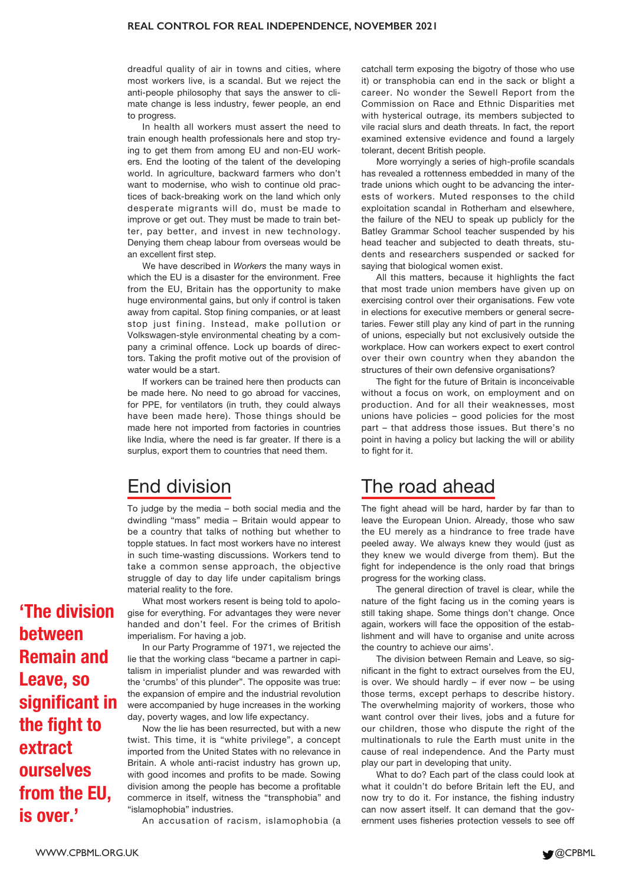dreadful quality of air in towns and cities, where most workers live, is a scandal. But we reject the anti-people philosophy that says the answer to climate change is less industry, fewer people, an end to progress.

In health all workers must assert the need to train enough health professionals here and stop trying to get them from among EU and non-EU workers. End the looting of the talent of the developing world. In agriculture, backward farmers who don't want to modernise, who wish to continue old practices of back-breaking work on the land which only desperate migrants will do, must be made to improve or get out. They must be made to train better, pay better, and invest in new technology. Denying them cheap labour from overseas would be an excellent first step.

We have described in *Workers* the many ways in which the EU is a disaster for the environment. Free from the EU, Britain has the opportunity to make huge environmental gains, but only if control is taken away from capital. Stop fining companies, or at least stop just fining. Instead, make pollution or Volkswagen-style environmental cheating by a company a criminal offence. Lock up boards of directors. Taking the profit motive out of the provision of water would be a start.

If workers can be trained here then products can be made here. No need to go abroad for vaccines, for PPE, for ventilators (in truth, they could always have been made here). Those things should be made here not imported from factories in countries like India, where the need is far greater. If there is a surplus, export them to countries that need them.

## End division

To judge by the media – both social media and the dwindling "mass" media – Britain would appear to be a country that talks of nothing but whether to topple statues. In fact most workers have no interest in such time-wasting discussions. Workers tend to take a common sense approach, the objective struggle of day to day life under capitalism brings material reality to the fore.

What most workers resent is being told to apologise for everything. For advantages they were never handed and don't feel. For the crimes of British imperialism. For having a job.

In our Party Programme of 1971, we rejected the lie that the working class "became a partner in capitalism in imperialist plunder and was rewarded with the 'crumbs' of this plunder". The opposite was true: the expansion of empire and the industrial revolution were accompanied by huge increases in the working day, poverty wages, and low life expectancy.

Now the lie has been resurrected, but with a new twist. This time, it is "white privilege", a concept imported from the United States with no relevance in Britain. A whole anti-racist industry has grown up, with good incomes and profits to be made. Sowing division among the people has become a profitable commerce in itself, witness the "transphobia" and "islamophobia" industries.

An accusation of racism, islamophobia (a catchall term exposing the bigotry of those who use it) or transphobia can end in the sack or blight a career. No wonder the Sewell Report from the Commission on Race and Ethnic Disparities met with hysterical outrage, its members subjected to vile racial slurs and death threats. In fact, the report examined extensive evidence and found a largely tolerant, decent British people.

More worryingly a series of high-profile scandals has revealed a rottenness embedded in many of the trade unions which ought to be advancing the interests of workers. Muted responses to the child exploitation scandal in Rotherham and elsewhere, the failure of the NEU to speak up publicly for the Batley Grammar School teacher suspended by his head teacher and subjected to death threats, students and researchers suspended or sacked for saying that biological women exist.

All this matters, because it highlights the fact that most trade union members have given up on exercising control over their organisations. Few vote in elections for executive members or general secretaries. Fewer still play any kind of part in the running of unions, especially but not exclusively outside the workplace. How can workers expect to exert control over their own country when they abandon the structures of their own defensive organisations?

The fight for the future of Britain is inconceivable without a focus on work, on employment and on production. And for all their weaknesses, most unions have policies – good policies for the most part – that address those issues. But there's no point in having a policy but lacking the will or ability to fight for it.

## The road ahead

The fight ahead will be hard, harder by far than to leave the European Union. Already, those who saw the EU merely as a hindrance to free trade have peeled away. We always knew they would (just as they knew we would diverge from them). But the fight for independence is the only road that brings progress for the working class.

The general direction of travel is clear, while the nature of the fight facing us in the coming years is still taking shape. Some things don't change. Once again, workers will face the opposition of the establishment and will have to organise and unite across the country to achieve our aims'.

**'The division between Remain and Leave, so significant in the fight to extract ourselves from the EU, is over.'**

The division between Remain and Leave, so significant in the fight to extract ourselves from the EU, is over. We should hardly – if ever now – be using those terms, except perhaps to describe history. The overwhelming majority of workers, those who want control over their lives, jobs and a future for our children, those who dispute the right of the multinationals to rule the Earth must unite in the cause of real independence. And the Party must play our part in developing that unity.

What to do? Each part of the class could look at what it couldn't do before Britain left the EU, and now try to do it. For instance, the fishing industry can now assert itself. It can demand that the government uses fisheries protection vessels to see off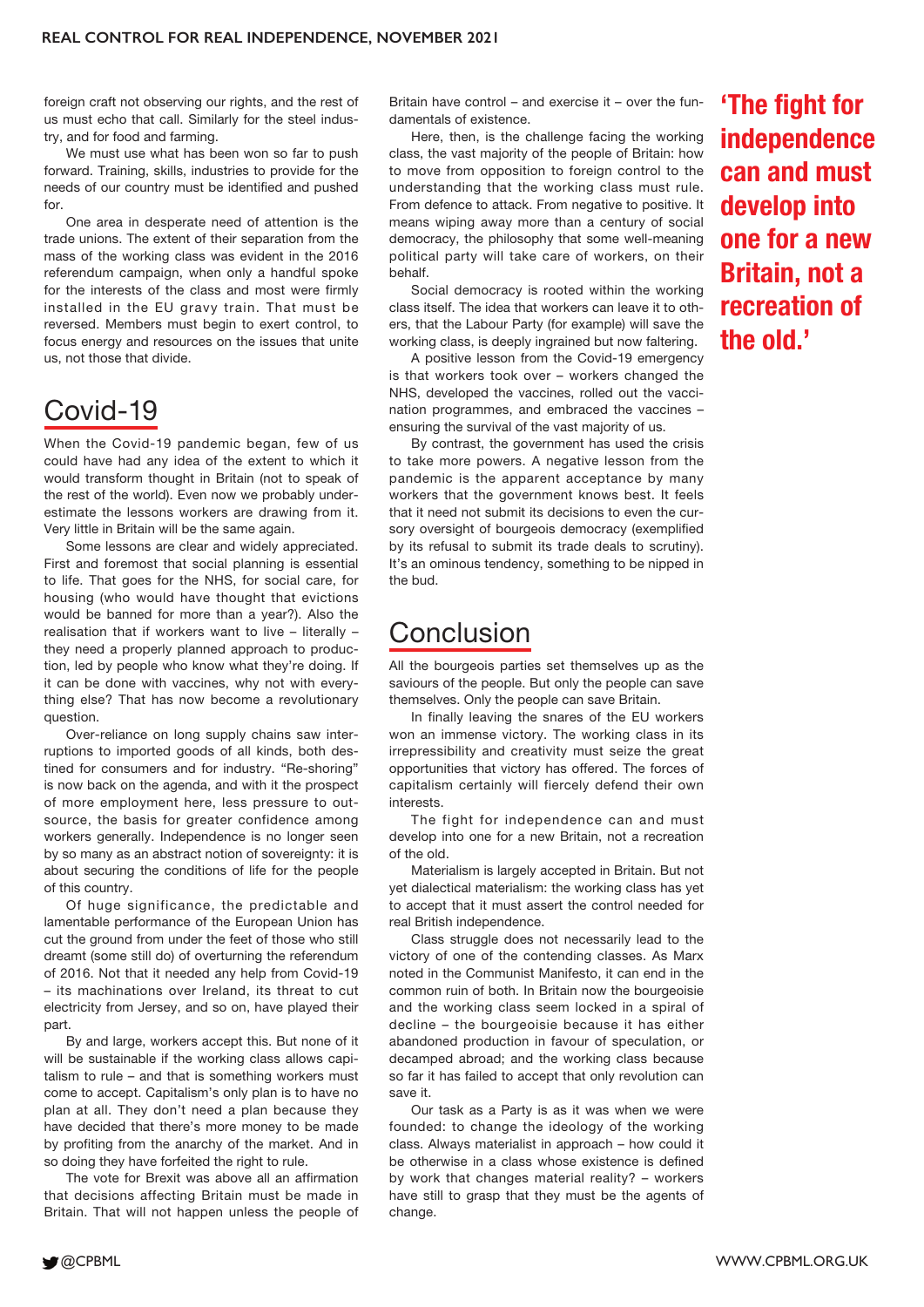foreign craft not observing our rights, and the rest of us must echo that call. Similarly for the steel industry, and for food and farming.

We must use what has been won so far to push forward. Training, skills, industries to provide for the needs of our country must be identified and pushed for.

One area in desperate need of attention is the trade unions. The extent of their separation from the mass of the working class was evident in the 2016 referendum campaign, when only a handful spoke for the interests of the class and most were firmly installed in the EU gravy train. That must be reversed. Members must begin to exert control, to focus energy and resources on the issues that unite us, not those that divide.

## Covid-19

When the Covid-19 pandemic began, few of us could have had any idea of the extent to which it would transform thought in Britain (not to speak of the rest of the world). Even now we probably underestimate the lessons workers are drawing from it. Very little in Britain will be the same again.

Some lessons are clear and widely appreciated. First and foremost that social planning is essential to life. That goes for the NHS, for social care, for housing (who would have thought that evictions would be banned for more than a year?). Also the realisation that if workers want to live – literally – they need a properly planned approach to production, led by people who know what they're doing. If it can be done with vaccines, why not with everything else? That has now become a revolutionary question.

Over-reliance on long supply chains saw interruptions to imported goods of all kinds, both destined for consumers and for industry. "Re-shoring" is now back on the agenda, and with it the prospect of more employment here, less pressure to outsource, the basis for greater confidence among workers generally. Independence is no longer seen by so many as an abstract notion of sovereignty: it is about securing the conditions of life for the people of this country.

Of huge significance, the predictable and lamentable performance of the European Union has cut the ground from under the feet of those who still dreamt (some still do) of overturning the referendum of 2016. Not that it needed any help from Covid-19 – its machinations over Ireland, its threat to cut electricity from Jersey, and so on, have played their part.

By and large, workers accept this. But none of it will be sustainable if the working class allows capitalism to rule – and that is something workers must come to accept. Capitalism's only plan is to have no plan at all. They don't need a plan because they have decided that there's more money to be made by profiting from the anarchy of the market. And in so doing they have forfeited the right to rule.

The vote for Brexit was above all an affirmation that decisions affecting Britain must be made in Britain. That will not happen unless the people of Britain have control – and exercise it – over the fundamentals of existence.

Here, then, is the challenge facing the working class, the vast majority of the people of Britain: how to move from opposition to foreign control to the understanding that the working class must rule. From defence to attack. From negative to positive. It means wiping away more than a century of social democracy, the philosophy that some well-meaning political party will take care of workers, on their behalf.

Social democracy is rooted within the working class itself. The idea that workers can leave it to others, that the Labour Party (for example) will save the working class, is deeply ingrained but now faltering.

A positive lesson from the Covid-19 emergency is that workers took over – workers changed the NHS, developed the vaccines, rolled out the vaccination programmes, and embraced the vaccines – ensuring the survival of the vast majority of us.

By contrast, the government has used the crisis to take more powers. A negative lesson from the pandemic is the apparent acceptance by many workers that the government knows best. It feels that it need not submit its decisions to even the cursory oversight of bourgeois democracy (exemplified by its refusal to submit its trade deals to scrutiny). It's an ominous tendency, something to be nipped in the bud.

## Conclusion

All the bourgeois parties set themselves up as the saviours of the people. But only the people can save themselves. Only the people can save Britain.

In finally leaving the snares of the EU workers won an immense victory. The working class in its irrepressibility and creativity must seize the great opportunities that victory has offered. The forces of capitalism certainly will fiercely defend their own interests.

The fight for independence can and must develop into one for a new Britain, not a recreation of the old.

Materialism is largely accepted in Britain. But not yet dialectical materialism: the working class has yet to accept that it must assert the control needed for real British independence.

Class struggle does not necessarily lead to the victory of one of the contending classes. As Marx noted in the Communist Manifesto, it can end in the common ruin of both. In Britain now the bourgeoisie and the working class seem locked in a spiral of decline – the bourgeoisie because it has either abandoned production in favour of speculation, or decamped abroad; and the working class because so far it has failed to accept that only revolution can save it.

Our task as a Party is as it was when we were founded: to change the ideology of the working class. Always materialist in approach – how could it be otherwise in a class whose existence is defined by work that changes material reality? – workers have still to grasp that they must be the agents of change.

**'The fight for independence can and must develop into one for a new Britain, not a recreation of the old.'**